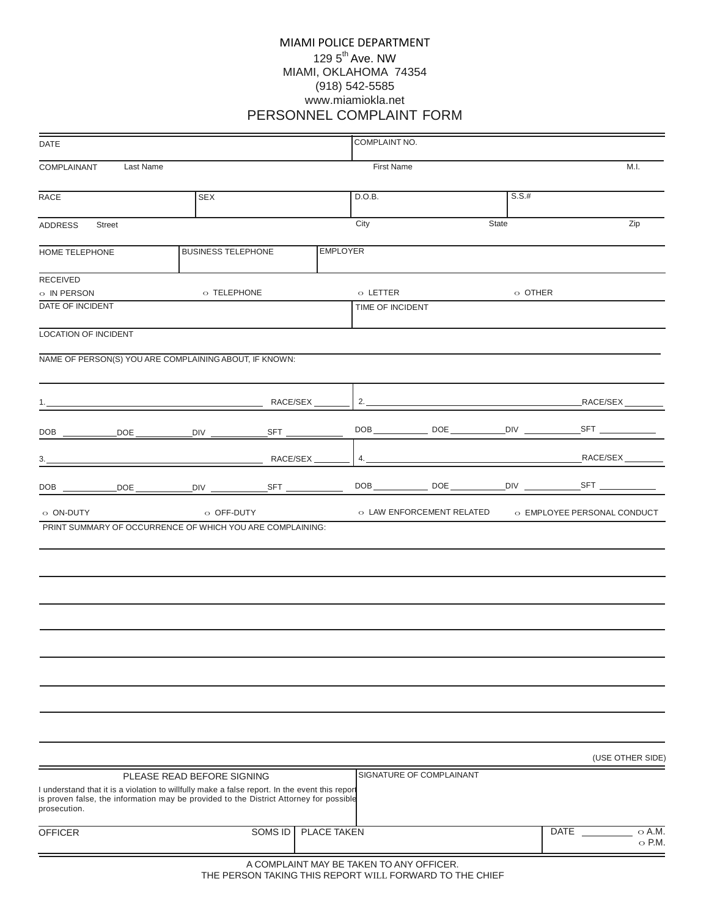MIAMI POLICE DEPARTMENT
129 5th Ave. NW
MIAMI, OKLAHOMA 74354
(918) 542-5585
www.miamiokla.net

# PERSONNEL COMPLAINT FORM

| DATE | | | COMPLAINT NO. | | |
|---|---|---|---|---|---|
| COMPLAINANT Last Name | | | First Name | | M.I. |
| RACE | SEX | | D.O.B. | S.S.# | |
| ADDRESS Street | | | City | State | Zip |
| HOME TELEPHONE | BUSINESS TELEPHONE | EMPLOYER | | | |

RECEIVED

○ IN PERSON ○ TELEPHONE ○ LETTER ○ OTHER

| DATE OF INCIDENT | TIME OF INCIDENT |
|---|---|

LOCATION OF INCIDENT

NAME OF PERSON(S) YOU ARE COMPLAINING ABOUT, IF KNOWN:

| | |
|---|---|
| 1. ______ RACE/SEX ______ | 2. ______ RACE/SEX ______ |
| DOB ______ DOE ______ DIV ______ SFT ______ | DOB ______ DOE ______ DIV ______ SFT ______ |
| 3. ______ RACE/SEX ______ | 4. ______ RACE/SEX ______ |
| DOB ______ DOE ______ DIV ______ SFT ______ | DOB ______ DOE ______ DIV ______ SFT ______ |

○ ON-DUTY ○ OFF-DUTY ○ LAW ENFORCEMENT RELATED ○ EMPLOYEE PERSONAL CONDUCT

PRINT SUMMARY OF OCCURRENCE OF WHICH YOU ARE COMPLAINING:

______________________________________________

______________________________________________

______________________________________________

______________________________________________

______________________________________________

______________________________________________

______________________________________________

______________________________________________

(USE OTHER SIDE)

| PLEASE READ BEFORE SIGNING | | SIGNATURE OF COMPLAINANT | |
|---|---|---|---|
| I understand that it is a violation to willfully make a false report. In the event this report is proven false, the information may be provided to the District Attorney for possible prosecution. | | | |
| OFFICER | SOMS ID | PLACE TAKEN | DATE ______ ○ A.M. ○ P.M. |

A COMPLAINT MAY BE TAKEN TO ANY OFFICER.
THE PERSON TAKING THIS REPORT WILL FORWARD TO THE CHIEF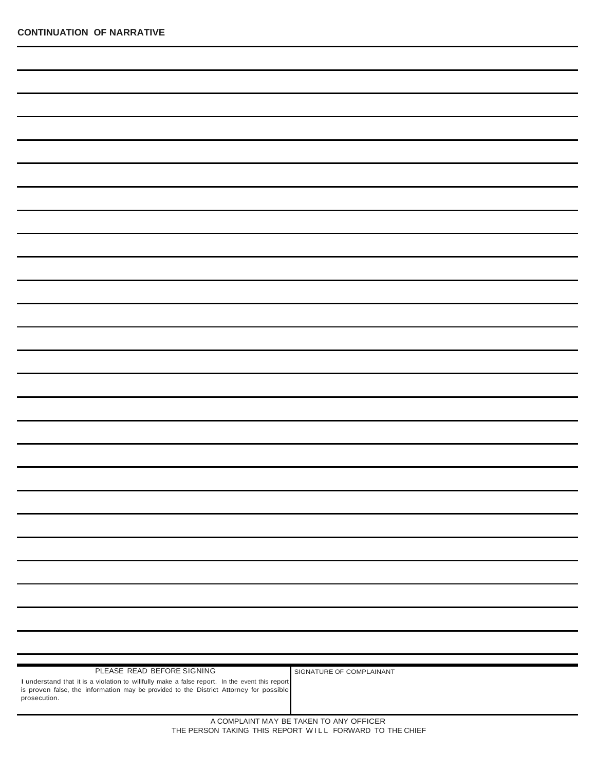**CONTINUATION OF NARRATIVE**

| PLEASE READ BEFORE SIGNING | SIGNATURE OF COMPLAINANT |
| --- | --- |
| I understand that it is a violation to willfully make a false report. In the event this report is proven false, the information may be provided to the District Attorney for possible prosecution. | |

A COMPLAINT MAY BE TAKEN TO ANY OFFICER
THE PERSON TAKING THIS REPORT WILL FORWARD TO THE CHIEF